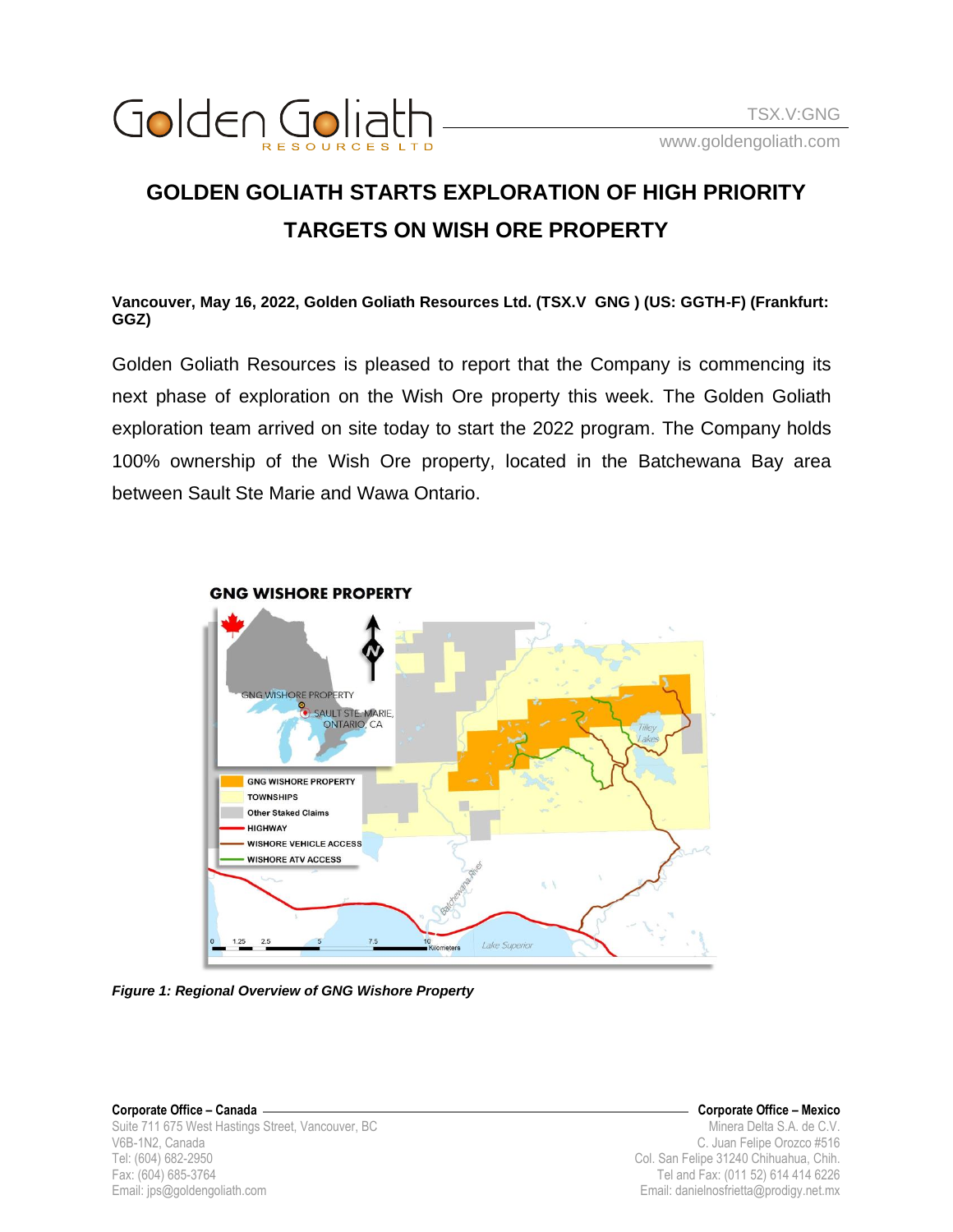# GOLDEN GOLIATH STARTS EXPLORATION OF HIGH PRIORITY TARGETS ON WISH ORE PROPERTY

**Vancouver, May 16, 2022, Golden Goliath Resources Ltd. (TSX.V GNG ) (US: GGTH-F) (Frankfurt: GGZ)**

Golden Goliath Resources is pleased to report that the Company is commencing its next phase of exploration on the Wish Ore property this week. The Golden Goliath exploration team arrived on site today to start the 2022 program. The Company holds 100% ownership of the Wish Ore property, located in the Batchewana Bay area between Sault Ste Marie and Wawa Ontario.

*Figure 1: Regional Overview of GNG Wishore Property*

**Corporate Office – Canada**
Suite 711 675 West Hastings Street, Vancouver, BC
V6B-1N2, Canada
Tel: (604) 682-2950
Fax: (604) 685-3764
Email: jps@goldengoliath.com

**Corporate Office – Mexico**
Minera Delta S.A. de C.V.
C. Juan Felipe Orozco #516
Col. San Felipe 31240 Chihuahua, Chih.
Tel and Fax: (011 52) 614 414 6226
Email: danielnosfrietta@prodigy.net.mx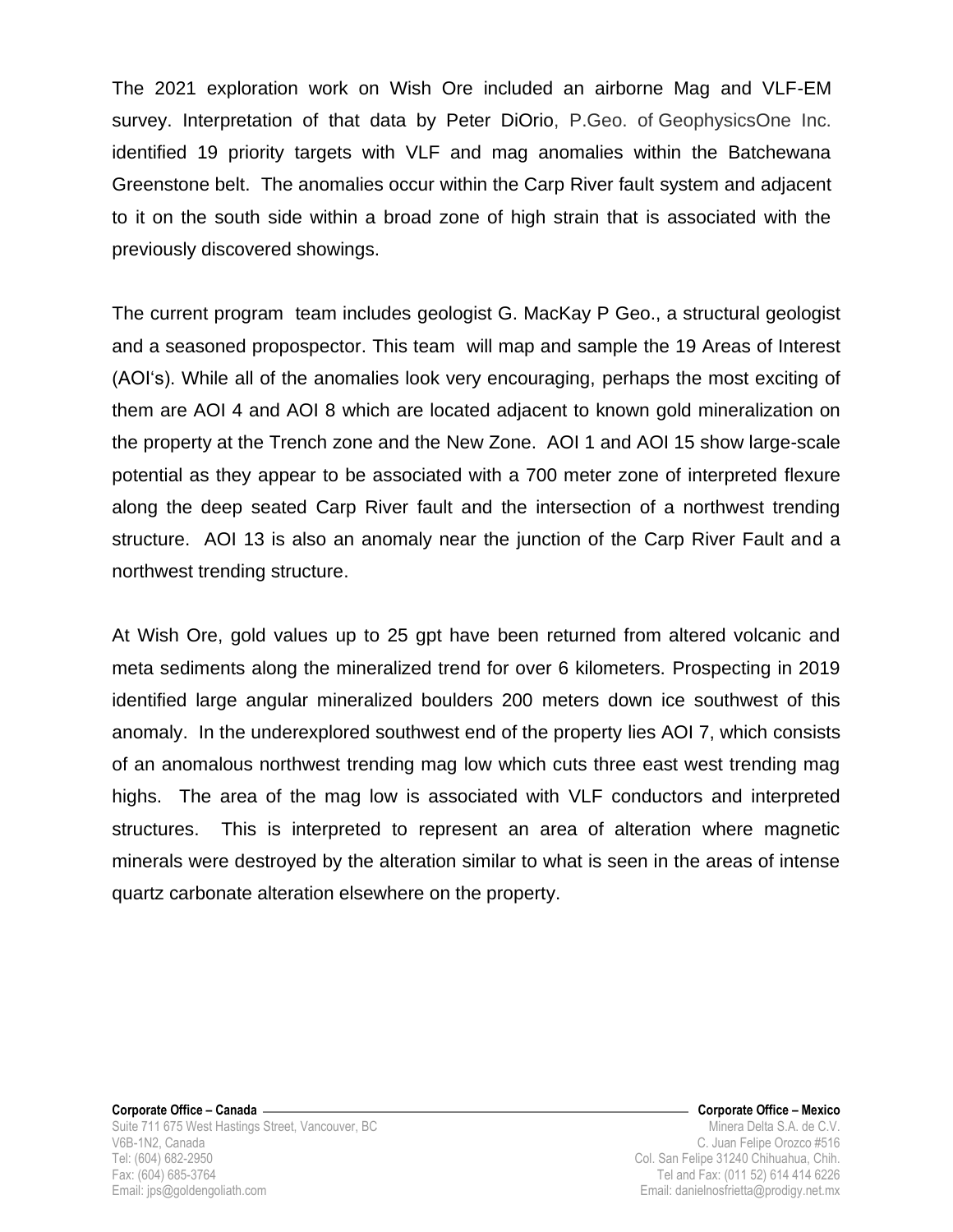The 2021 exploration work on Wish Ore included an airborne Mag and VLF-EM survey. Interpretation of that data by Peter DiOrio, P.Geo. of GeophysicsOne Inc. identified 19 priority targets with VLF and mag anomalies within the Batchewana Greenstone belt. The anomalies occur within the Carp River fault system and adjacent to it on the south side within a broad zone of high strain that is associated with the previously discovered showings.

The current program team includes geologist G. MacKay P Geo., a structural geologist and a seasoned propospector. This team will map and sample the 19 Areas of Interest (AOI's). While all of the anomalies look very encouraging, perhaps the most exciting of them are AOI 4 and AOI 8 which are located adjacent to known gold mineralization on the property at the Trench zone and the New Zone. AOI 1 and AOI 15 show large-scale potential as they appear to be associated with a 700 meter zone of interpreted flexure along the deep seated Carp River fault and the intersection of a northwest trending structure. AOI 13 is also an anomaly near the junction of the Carp River Fault and a northwest trending structure.

At Wish Ore, gold values up to 25 gpt have been returned from altered volcanic and meta sediments along the mineralized trend for over 6 kilometers. Prospecting in 2019 identified large angular mineralized boulders 200 meters down ice southwest of this anomaly. In the underexplored southwest end of the property lies AOI 7, which consists of an anomalous northwest trending mag low which cuts three east west trending mag highs. The area of the mag low is associated with VLF conductors and interpreted structures. This is interpreted to represent an area of alteration where magnetic minerals were destroyed by the alteration similar to what is seen in the areas of intense quartz carbonate alteration elsewhere on the property.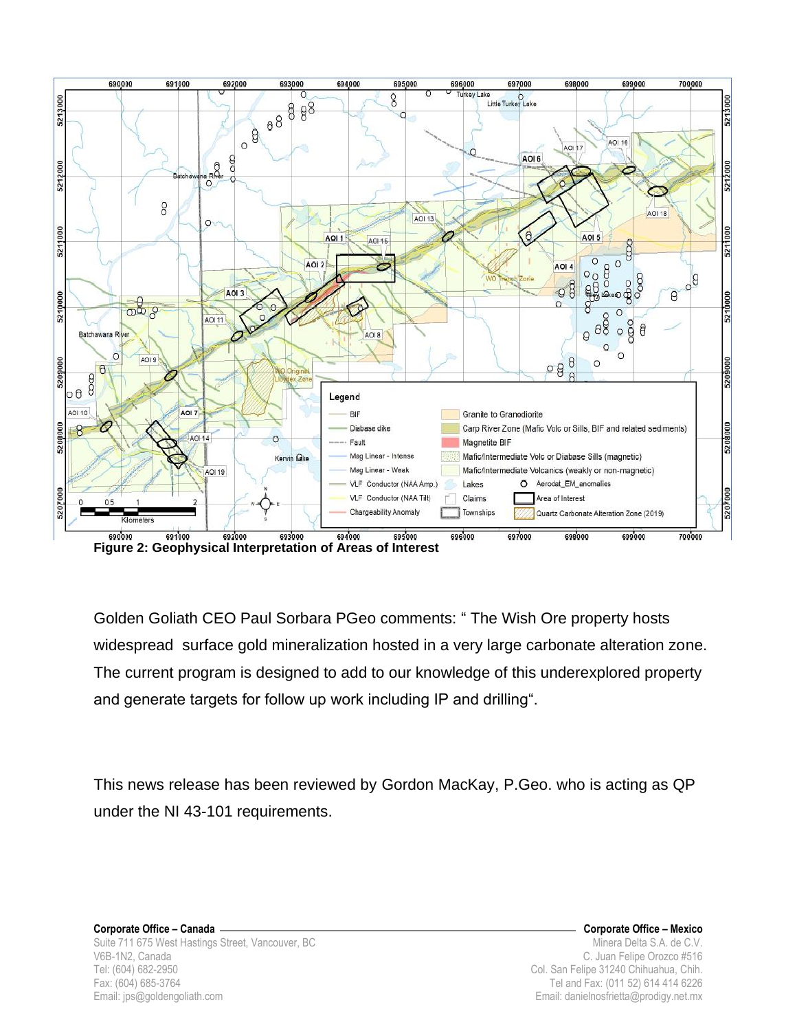**Figure 2: Geophysical Interpretation of Areas of Interest**

Golden Goliath CEO Paul Sorbara PGeo comments: " The Wish Ore property hosts widespread surface gold mineralization hosted in a very large carbonate alteration zone. The current program is designed to add to our knowledge of this underexplored property and generate targets for follow up work including IP and drilling".

This news release has been reviewed by Gordon MacKay, P.Geo. who is acting as QP under the NI 43-101 requirements.

**Corporate Office – Canada**
Suite 711 675 West Hastings Street, Vancouver, BC
V6B-1N2, Canada
Tel: (604) 682-2950
Fax: (604) 685-3764
Email: jps@goldengoliath.com

**Corporate Office – Mexico**
Minera Delta S.A. de C.V.
C. Juan Felipe Orozco #516
Col. San Felipe 31240 Chihuahua, Chih.
Tel and Fax: (011 52) 614 414 6226
Email: danielnosfrietta@prodigy.net.mx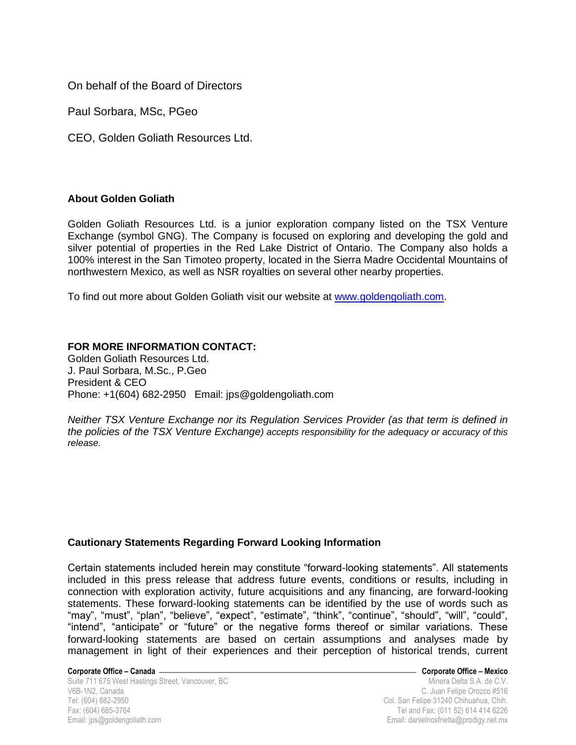On behalf of the Board of Directors

Paul Sorbara, MSc, PGeo

CEO, Golden Goliath Resources Ltd.

**About Golden Goliath**

Golden Goliath Resources Ltd. is a junior exploration company listed on the TSX Venture Exchange (symbol GNG). The Company is focused on exploring and developing the gold and silver potential of properties in the Red Lake District of Ontario. The Company also holds a 100% interest in the San Timoteo property, located in the Sierra Madre Occidental Mountains of northwestern Mexico, as well as NSR royalties on several other nearby properties.

To find out more about Golden Goliath visit our website at [www.goldengoliath.com](http://www.goldengoliath.com).

**FOR MORE INFORMATION CONTACT:**
Golden Goliath Resources Ltd.
J. Paul Sorbara, M.Sc., P.Geo
President & CEO
Phone: +1(604) 682-2950 Email: jps@goldengoliath.com

*Neither TSX Venture Exchange nor its Regulation Services Provider (as that term is defined in the policies of the TSX Venture Exchange) accepts responsibility for the adequacy or accuracy of this release.*

**Cautionary Statements Regarding Forward Looking Information**

Certain statements included herein may constitute "forward-looking statements". All statements included in this press release that address future events, conditions or results, including in connection with exploration activity, future acquisitions and any financing, are forward-looking statements. These forward-looking statements can be identified by the use of words such as "may", "must", "plan", "believe", "expect", "estimate", "think", "continue", "should", "will", "could", "intend", "anticipate" or "future" or the negative forms thereof or similar variations. These forward-looking statements are based on certain assumptions and analyses made by management in light of their experiences and their perception of historical trends, current

**Corporate Office – Canada**
Suite 711 675 West Hastings Street, Vancouver, BC
V6B-1N2, Canada
Tel: (604) 682-2950
Fax: (604) 685-3764
Email: jps@goldengoliath.com

**Corporate Office – Mexico**
Minera Delta S.A. de C.V.
C. Juan Felipe Orozco #516
Col. San Felipe 31240 Chihuahua, Chih.
Tel and Fax: (011 52) 614 414 6226
Email: danielnosfrietta@prodigy.net.mx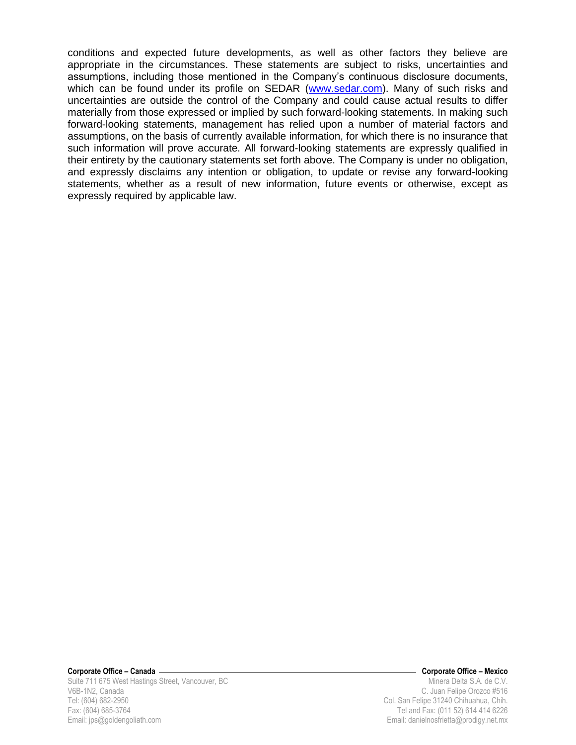conditions and expected future developments, as well as other factors they believe are appropriate in the circumstances. These statements are subject to risks, uncertainties and assumptions, including those mentioned in the Company's continuous disclosure documents, which can be found under its profile on SEDAR (www.sedar.com). Many of such risks and uncertainties are outside the control of the Company and could cause actual results to differ materially from those expressed or implied by such forward-looking statements. In making such forward-looking statements, management has relied upon a number of material factors and assumptions, on the basis of currently available information, for which there is no insurance that such information will prove accurate. All forward-looking statements are expressly qualified in their entirety by the cautionary statements set forth above. The Company is under no obligation, and expressly disclaims any intention or obligation, to update or revise any forward-looking statements, whether as a result of new information, future events or otherwise, except as expressly required by applicable law.